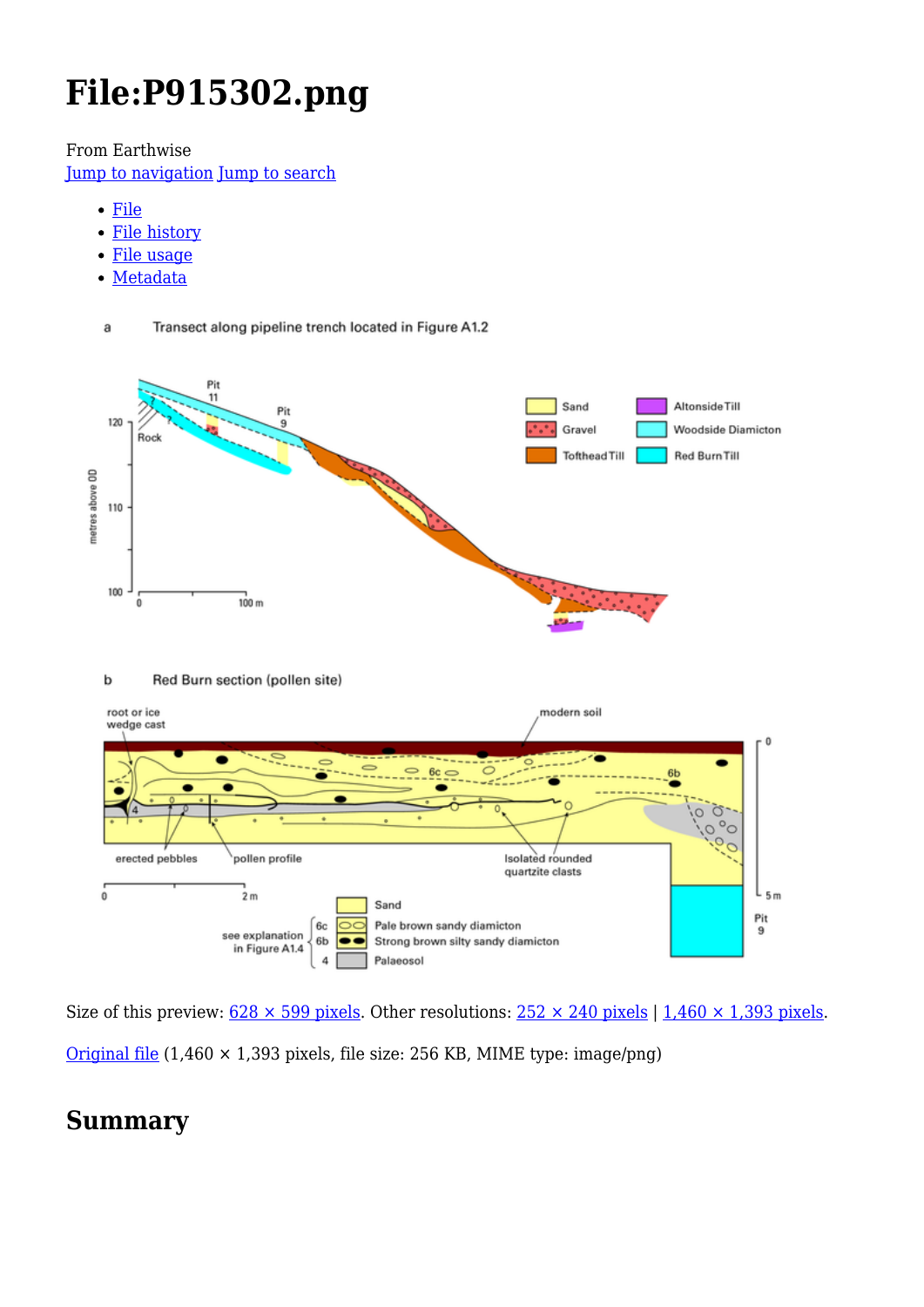# File:P915302.png

From Earthwise

Jump to navigation Jump to search

- File
- File history
- File usage
- Metadata

Size of this preview: 628 × 599 pixels. Other resolutions: 252 × 240 pixels | 1,460 × 1,393 pixels.

Original file (1,460 × 1,393 pixels, file size: 256 KB, MIME type: image/png)

## Summary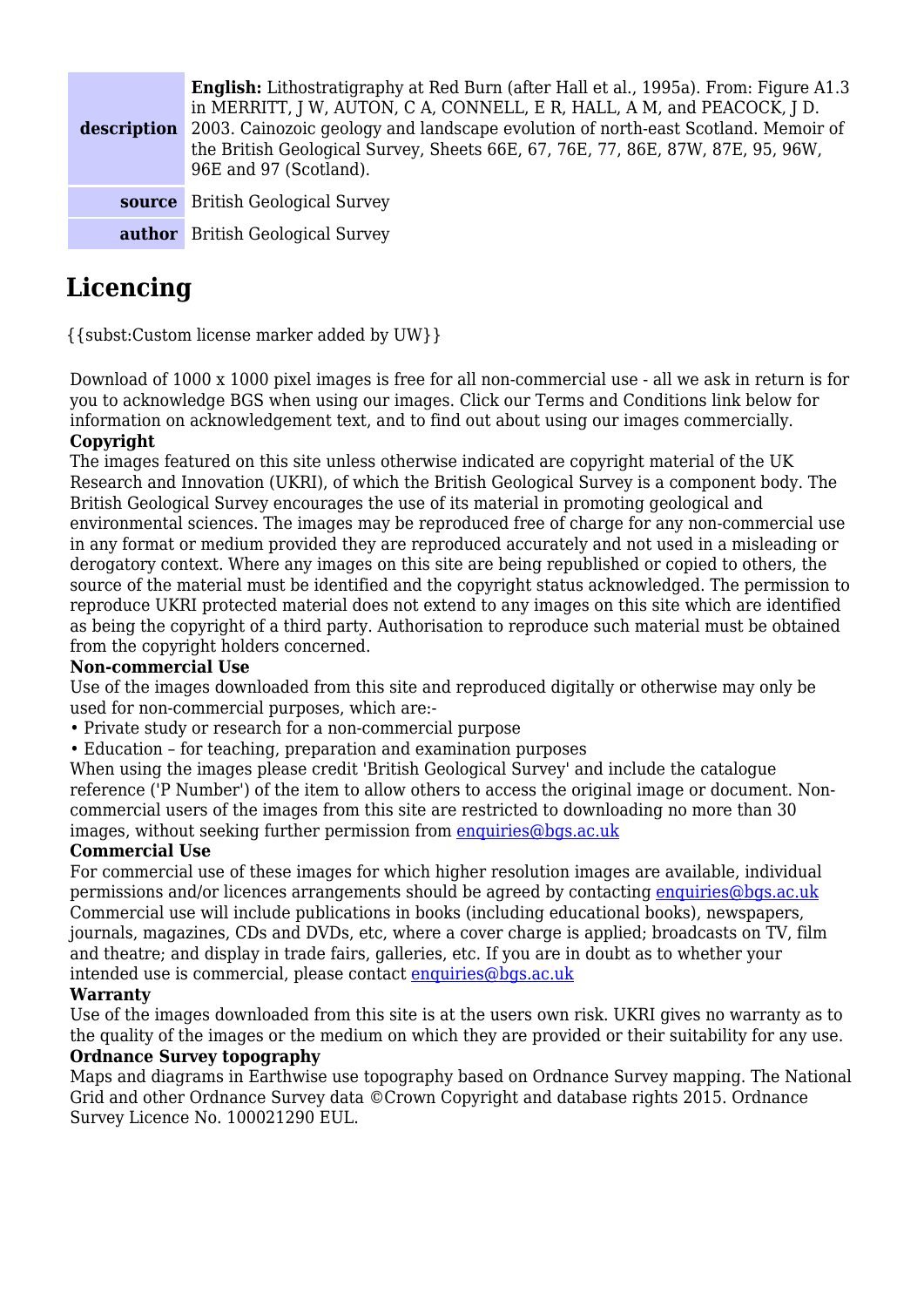| description | **English:** Lithostratigraphy at Red Burn (after Hall et al., 1995a). From: Figure A1.3 in MERRITT, J W, AUTON, C A, CONNELL, E R, HALL, A M, and PEACOCK, J D. 2003. Cainozoic geology and landscape evolution of north-east Scotland. Memoir of the British Geological Survey, Sheets 66E, 67, 76E, 77, 86E, 87W, 87E, 95, 96W, 96E and 97 (Scotland). |
|---|---|
| **source** | British Geological Survey |
| **author** | British Geological Survey |

## Licencing

{{subst:Custom license marker added by UW}}

Download of 1000 x 1000 pixel images is free for all non-commercial use - all we ask in return is for you to acknowledge BGS when using our images. Click our Terms and Conditions link below for information on acknowledgement text, and to find out about using our images commercially.

**Copyright**

The images featured on this site unless otherwise indicated are copyright material of the UK Research and Innovation (UKRI), of which the British Geological Survey is a component body. The British Geological Survey encourages the use of its material in promoting geological and environmental sciences. The images may be reproduced free of charge for any non-commercial use in any format or medium provided they are reproduced accurately and not used in a misleading or derogatory context. Where any images on this site are being republished or copied to others, the source of the material must be identified and the copyright status acknowledged. The permission to reproduce UKRI protected material does not extend to any images on this site which are identified as being the copyright of a third party. Authorisation to reproduce such material must be obtained from the copyright holders concerned.

**Non-commercial Use**

Use of the images downloaded from this site and reproduced digitally or otherwise may only be used for non-commercial purposes, which are:-

- Private study or research for a non-commercial purpose
- Education – for teaching, preparation and examination purposes

When using the images please credit 'British Geological Survey' and include the catalogue reference ('P Number') of the item to allow others to access the original image or document. Non-commercial users of the images from this site are restricted to downloading no more than 30 images, without seeking further permission from enquiries@bgs.ac.uk

**Commercial Use**

For commercial use of these images for which higher resolution images are available, individual permissions and/or licences arrangements should be agreed by contacting enquiries@bgs.ac.uk Commercial use will include publications in books (including educational books), newspapers, journals, magazines, CDs and DVDs, etc, where a cover charge is applied; broadcasts on TV, film and theatre; and display in trade fairs, galleries, etc. If you are in doubt as to whether your intended use is commercial, please contact enquiries@bgs.ac.uk

**Warranty**

Use of the images downloaded from this site is at the users own risk. UKRI gives no warranty as to the quality of the images or the medium on which they are provided or their suitability for any use.

**Ordnance Survey topography**

Maps and diagrams in Earthwise use topography based on Ordnance Survey mapping. The National Grid and other Ordnance Survey data ©Crown Copyright and database rights 2015. Ordnance Survey Licence No. 100021290 EUL.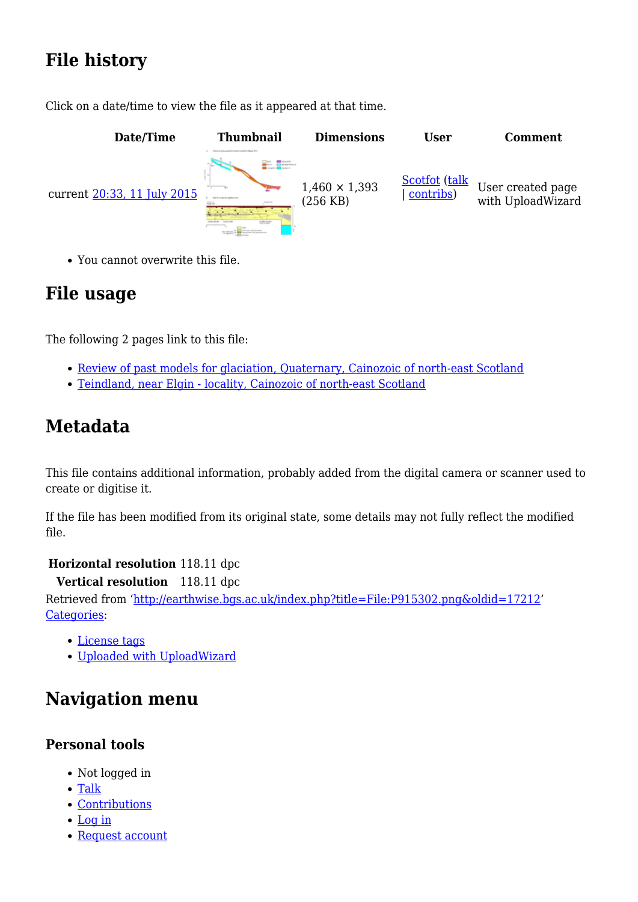## File history

Click on a date/time to view the file as it appeared at that time.

| Date/Time | Thumbnail | Dimensions | User | Comment |
|---|---|---|---|---|
| current 20:33, 11 July 2015 | | 1,460 × 1,393 (256 KB) | Scotfot (talk \| contribs) | User created page with UploadWizard |

- You cannot overwrite this file.

## File usage

The following 2 pages link to this file:

- Review of past models for glaciation, Quaternary, Cainozoic of north-east Scotland
- Teindland, near Elgin - locality, Cainozoic of north-east Scotland

## Metadata

This file contains additional information, probably added from the digital camera or scanner used to create or digitise it.

If the file has been modified from its original state, some details may not fully reflect the modified file.

| | |
|---|---|
| **Horizontal resolution** | 118.11 dpc |
| **Vertical resolution** | 118.11 dpc |

Retrieved from 'http://earthwise.bgs.ac.uk/index.php?title=File:P915302.png&oldid=17212'
Categories:

- License tags
- Uploaded with UploadWizard

## Navigation menu

### Personal tools

- Not logged in
- Talk
- Contributions
- Log in
- Request account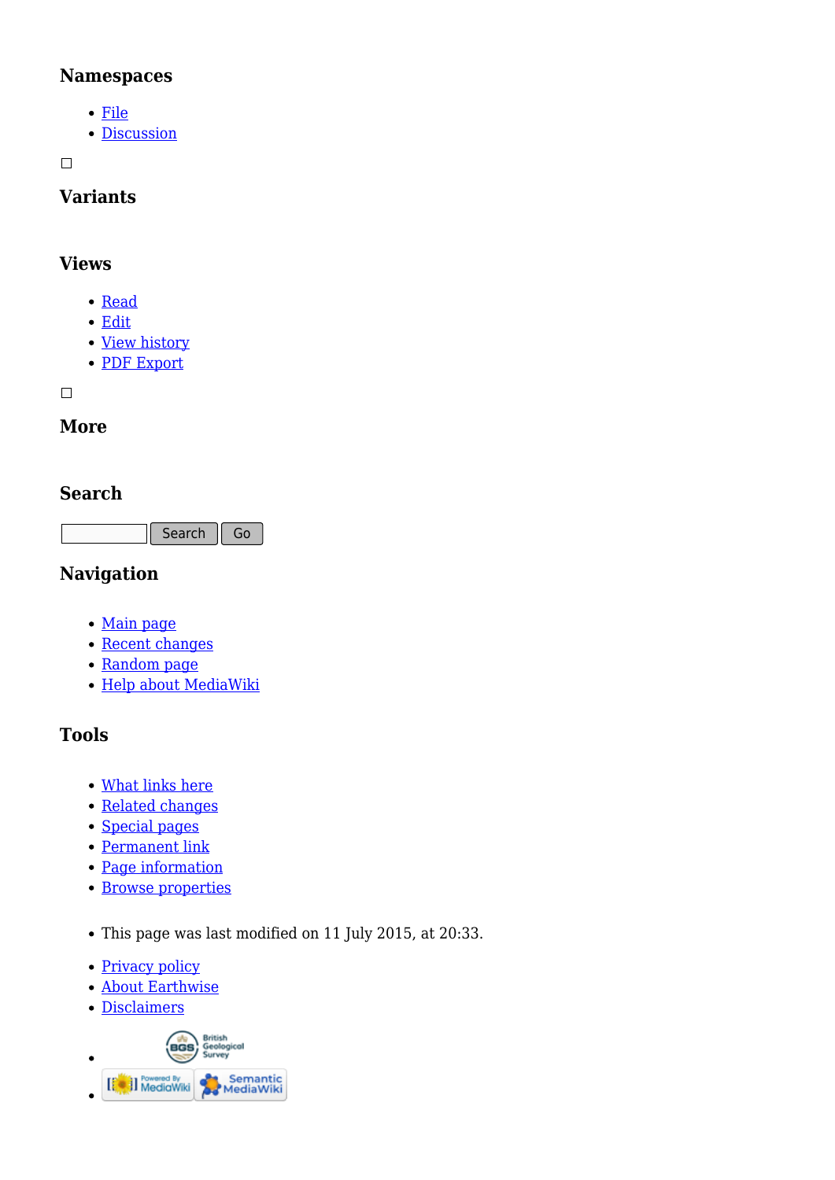### Namespaces

- File
- Discussion

### Variants

### Views

- Read
- Edit
- View history
- PDF Export

### More

### Search

Search Go

### Navigation

- Main page
- Recent changes
- Random page
- Help about MediaWiki

### Tools

- What links here
- Related changes
- Special pages
- Permanent link
- Page information
- Browse properties

- This page was last modified on 11 July 2015, at 20:33.

- Privacy policy
- About Earthwise
- Disclaimers